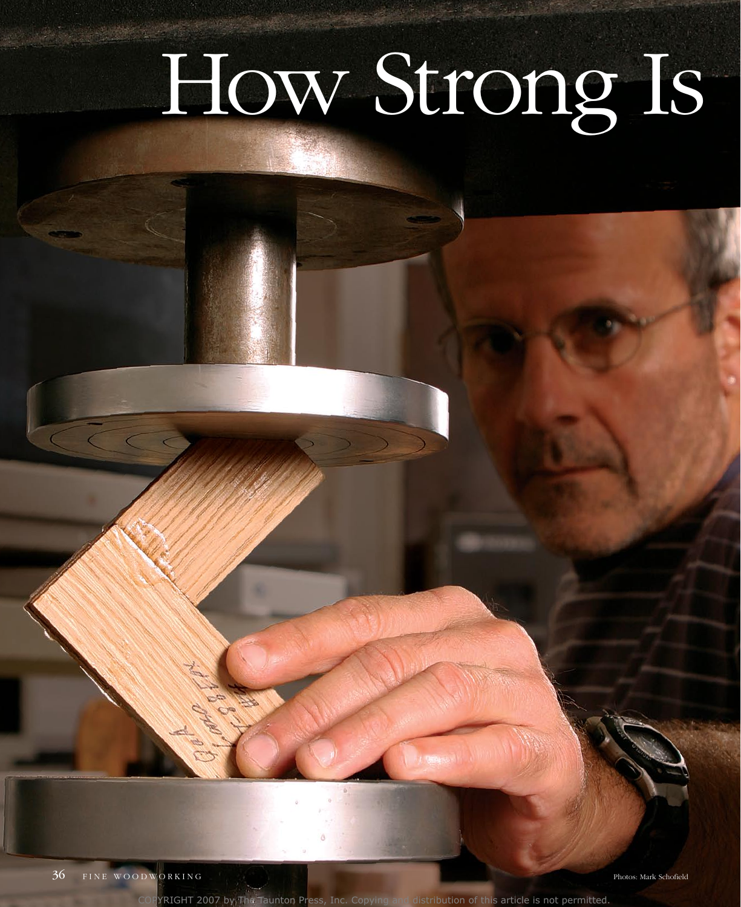# How Strong Is

Photos: Mark Schofield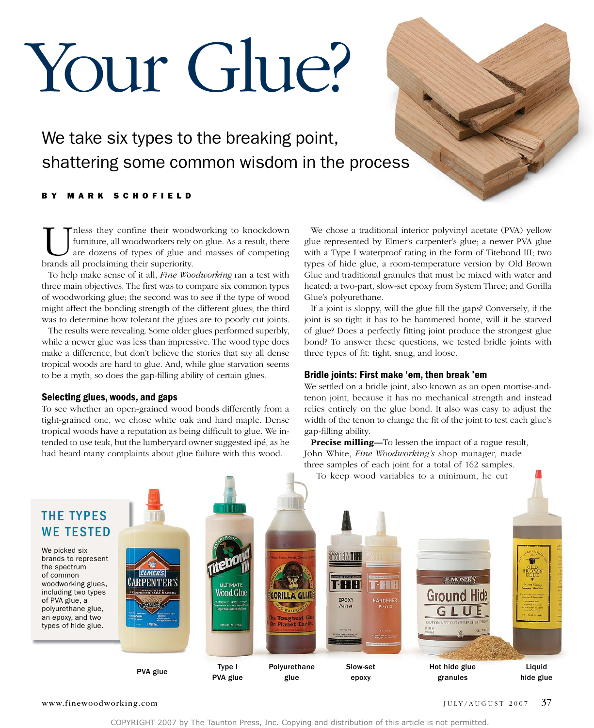# Your Glue?

We take six types to the breaking point, shattering some common wisdom in the process

BY MARK SCHOFIELD

Unless they confine their woodworking to knockdown furniture, all woodworkers rely on glue. As a result, there are dozens of types of glue and masses of competing brands all proclaiming their superiority.

To help make sense of it all, *Fine Woodworking* ran a test with three main objectives. The first was to compare six common types of woodworking glue; the second was to see if the type of wood might affect the bonding strength of the different glues; the third was to determine how tolerant the glues are to poorly cut joints.

The results were revealing. Some older glues performed superbly, while a newer glue was less than impressive. The wood type does make a difference, but don't believe the stories that say all dense tropical woods are hard to glue. And, while glue starvation seems to be a myth, so does the gap-filling ability of certain glues.

### Selecting glues, woods, and gaps

To see whether an open-grained wood bonds differently from a tight-grained one, we chose white oak and hard maple. Dense tropical woods have a reputation as being difficult to glue. We intended to use teak, but the lumberyard owner suggested ipé, as he had heard many complaints about glue failure with this wood.

We chose a traditional interior polyvinyl acetate (PVA) yellow glue represented by Elmer's carpenter's glue; a newer PVA glue with a Type I waterproof rating in the form of Titebond III; two types of hide glue, a room-temperature version by Old Brown Glue and traditional granules that must be mixed with water and heated; a two-part, slow-set epoxy from System Three; and Gorilla Glue's polyurethane.

If a joint is sloppy, will the glue fill the gaps? Conversely, if the joint is so tight it has to be hammered home, will it be starved of glue? Does a perfectly fitting joint produce the strongest glue bond? To answer these questions, we tested bridle joints with three types of fit: tight, snug, and loose.

### Bridle joints: First make 'em, then break 'em

We settled on a bridle joint, also known as an open mortise-and-tenon joint, because it has no mechanical strength and instead relies entirely on the glue bond. It also was easy to adjust the width of the tenon to change the fit of the joint to test each glue's gap-filling ability.

**Precise milling—**To lessen the impact of a rogue result, John White, *Fine Woodworking's* shop manager, made three samples of each joint for a total of 162 samples. To keep wood variables to a minimum, he cut

## THE TYPES WE TESTED

We picked six brands to represent the spectrum of common woodworking glues, including two types of PVA glue, a polyurethane glue, an epoxy, and two types of hide glue.

PVA glue

Type I PVA glue

Polyurethane glue

Slow-set epoxy

Hot hide glue granules

Liquid hide glue

COPYRIGHT 2007 by The Taunton Press, Inc. Copying and distribution of this article is not permitted.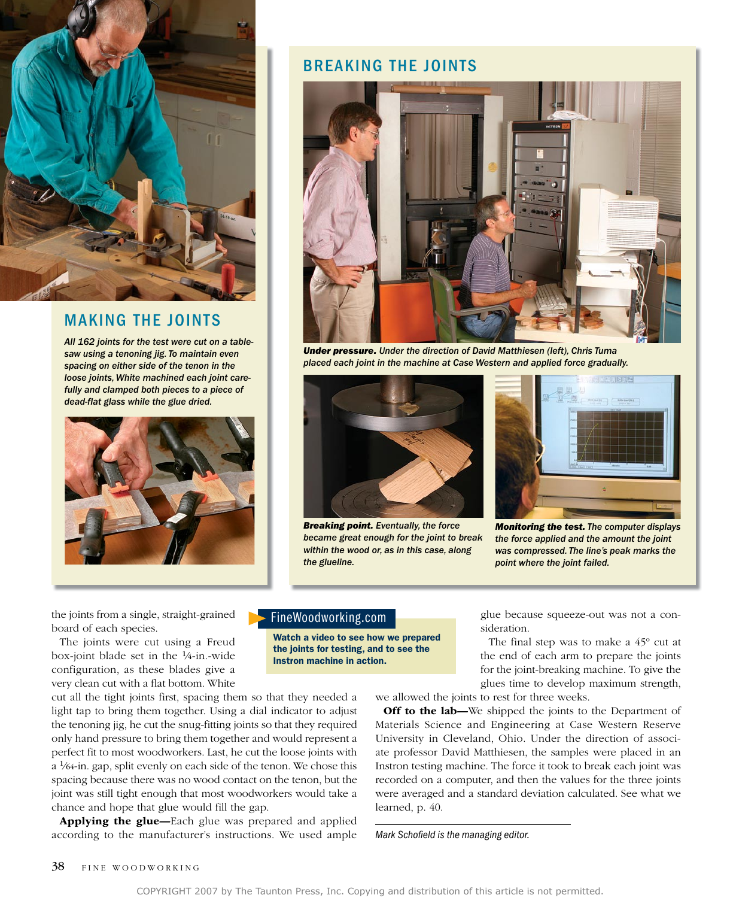## MAKING THE JOINTS

*All 162 joints for the test were cut on a tablesaw using a tenoning jig. To maintain even spacing on either side of the tenon in the loose joints, White machined each joint carefully and clamped both pieces to a piece of dead-flat glass while the glue dried.*

## BREAKING THE JOINTS

***Under pressure.*** *Under the direction of David Matthiesen (left), Chris Tuma placed each joint in the machine at Case Western and applied force gradually.*

***Breaking point.*** *Eventually, the force became great enough for the joint to break within the wood or, as in this case, along the glueline.*

***Monitoring the test.*** *The computer displays the force applied and the amount the joint was compressed. The line's peak marks the point where the joint failed.*

the joints from a single, straight-grained board of each species.

The joints were cut using a Freud box-joint blade set in the ¼-in.-wide configuration, as these blades give a very clean cut with a flat bottom. White cut all the tight joints first, spacing them so that they needed a light tap to bring them together. Using a dial indicator to adjust the tenoning jig, he cut the snug-fitting joints so that they required only hand pressure to bring them together and would represent a perfect fit to most woodworkers. Last, he cut the loose joints with a 1⁄64-in. gap, split evenly on each side of the tenon. We chose this spacing because there was no wood contact on the tenon, but the joint was still tight enough that most woodworkers would take a chance and hope that glue would fill the gap.

**Applying the glue—**Each glue was prepared and applied according to the manufacturer's instructions. We used ample glue because squeeze-out was not a consideration.

The final step was to make a 45° cut at the end of each arm to prepare the joints for the joint-breaking machine. To give the glues time to develop maximum strength, we allowed the joints to rest for three weeks.

**Off to the lab—**We shipped the joints to the Department of Materials Science and Engineering at Case Western Reserve University in Cleveland, Ohio. Under the direction of associate professor David Matthiesen, the samples were placed in an Instron testing machine. The force it took to break each joint was recorded on a computer, and then the values for the three joints were averaged and a standard deviation calculated. See what we learned, p. 40.

**FineWoodworking.com**

**Watch a video to see how we prepared the joints for testing, and to see the Instron machine in action.**

*Mark Schofield is the managing editor.*

COPYRIGHT 2007 by The Taunton Press, Inc. Copying and distribution of this article is not permitted.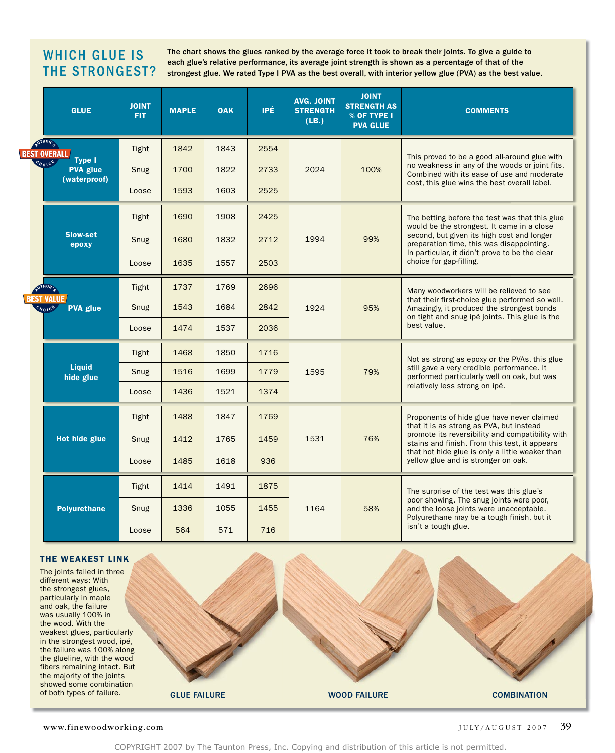## WHICH GLUE IS THE STRONGEST?

The chart shows the glues ranked by the average force it took to break their joints. To give a guide to each glue's relative performance, its average joint strength is shown as a percentage of that of the strongest glue. We rated Type I PVA as the best overall, with interior yellow glue (PVA) as the best value.

| GLUE | JOINT FIT | MAPLE | OAK | IPÉ | AVG. JOINT STRENGTH (LB.) | JOINT STRENGTH AS % OF TYPE I PVA GLUE | COMMENTS |
|---|---|---|---|---|---|---|---|
| Type I PVA glue (waterproof) — AUTHOR'S CHOICE: BEST OVERALL | Tight | 1842 | 1843 | 2554 | 2024 | 100% | This proved to be a good all-around glue with no weakness in any of the woods or joint fits. Combined with its ease of use and moderate cost, this glue wins the best overall label. |
| | Snug | 1700 | 1822 | 2733 | | | |
| | Loose | 1593 | 1603 | 2525 | | | |
| Slow-set epoxy | Tight | 1690 | 1908 | 2425 | 1994 | 99% | The betting before the test was that this glue would be the strongest. It came in a close second, but given its high cost and longer preparation time, this was disappointing. In particular, it didn't prove to be the clear choice for gap-filling. |
| | Snug | 1680 | 1832 | 2712 | | | |
| | Loose | 1635 | 1557 | 2503 | | | |
| PVA glue — AUTHOR'S CHOICE: BEST VALUE | Tight | 1737 | 1769 | 2696 | 1924 | 95% | Many woodworkers will be relieved to see that their first-choice glue performed so well. Amazingly, it produced the strongest bonds on tight and snug ipé joints. This glue is the best value. |
| | Snug | 1543 | 1684 | 2842 | | | |
| | Loose | 1474 | 1537 | 2036 | | | |
| Liquid hide glue | Tight | 1468 | 1850 | 1716 | 1595 | 79% | Not as strong as epoxy or the PVAs, this glue still gave a very credible performance. It performed particularly well on oak, but was relatively less strong on ipé. |
| | Snug | 1516 | 1699 | 1779 | | | |
| | Loose | 1436 | 1521 | 1374 | | | |
| Hot hide glue | Tight | 1488 | 1847 | 1769 | 1531 | 76% | Proponents of hide glue have never claimed that it is as strong as PVA, but instead promote its reversibility and compatibility with stains and finish. From this test, it appears that hot hide glue is only a little weaker than yellow glue and is stronger on oak. |
| | Snug | 1412 | 1765 | 1459 | | | |
| | Loose | 1485 | 1618 | 936 | | | |
| Polyurethane | Tight | 1414 | 1491 | 1875 | 1164 | 58% | The surprise of the test was this glue's poor showing. The snug joints were poor, and the loose joints were unacceptable. Polyurethane may be a tough finish, but it isn't a tough glue. |
| | Snug | 1336 | 1055 | 1455 | | | |
| | Loose | 564 | 571 | 716 | | | |

### THE WEAKEST LINK

The joints failed in three different ways: With the strongest glues, particularly in maple and oak, the failure was usually 100% in the wood. With the weakest glues, particularly in the strongest wood, ipé, the failure was 100% along the glueline, with the wood fibers remaining intact. But the majority of the joints showed some combination of both types of failure.

GLUE FAILURE

WOOD FAILURE

COMBINATION

COPYRIGHT 2007 by The Taunton Press, Inc. Copying and distribution of this article is not permitted.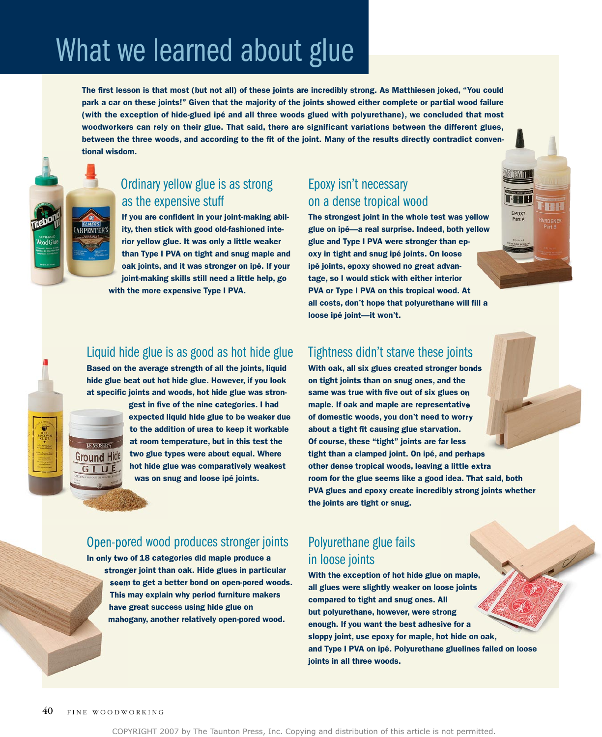# What we learned about glue

**The first lesson is that most (but not all) of these joints are incredibly strong. As Matthiesen joked, "You could park a car on these joints!" Given that the majority of the joints showed either complete or partial wood failure (with the exception of hide-glued ipé and all three woods glued with polyurethane), we concluded that most woodworkers can rely on their glue. That said, there are significant variations between the different glues, between the three woods, and according to the fit of the joint. Many of the results directly contradict conventional wisdom.**

## Ordinary yellow glue is as strong as the expensive stuff

If you are confident in your joint-making ability, then stick with good old-fashioned interior yellow glue. It was only a little weaker than Type I PVA on tight and snug maple and oak joints, and it was stronger on ipé. If your joint-making skills still need a little help, go with the more expensive Type I PVA.

## Epoxy isn't necessary on a dense tropical wood

The strongest joint in the whole test was yellow glue on ipé—a real surprise. Indeed, both yellow glue and Type I PVA were stronger than epoxy in tight and snug ipé joints. On loose ipé joints, epoxy showed no great advantage, so I would stick with either interior PVA or Type I PVA on this tropical wood. At all costs, don't hope that polyurethane will fill a loose ipé joint—it won't.

## Liquid hide glue is as good as hot hide glue

Based on the average strength of all the joints, liquid hide glue beat out hot hide glue. However, if you look at specific joints and woods, hot hide glue was strongest in five of the nine categories. I had expected liquid hide glue to be weaker due to the addition of urea to keep it workable at room temperature, but in this test the two glue types were about equal. Where hot hide glue was comparatively weakest was on snug and loose ipé joints.

## Tightness didn't starve these joints

With oak, all six glues created stronger bonds on tight joints than on snug ones, and the same was true with five out of six glues on maple. If oak and maple are representative of domestic woods, you don't need to worry about a tight fit causing glue starvation. Of course, these "tight" joints are far less tight than a clamped joint. On ipé, and perhaps other dense tropical woods, leaving a little extra room for the glue seems like a good idea. That said, both PVA glues and epoxy create incredibly strong joints whether the joints are tight or snug.

## Open-pored wood produces stronger joints

In only two of 18 categories did maple produce a stronger joint than oak. Hide glues in particular seem to get a better bond on open-pored woods. This may explain why period furniture makers have great success using hide glue on mahogany, another relatively open-pored wood.

## Polyurethane glue fails in loose joints

With the exception of hot hide glue on maple, all glues were slightly weaker on loose joints compared to tight and snug ones. All but polyurethane, however, were strong enough. If you want the best adhesive for a sloppy joint, use epoxy for maple, hot hide on oak, and Type I PVA on ipé. Polyurethane gluelines failed on loose joints in all three woods.

COPYRIGHT 2007 by The Taunton Press, Inc. Copying and distribution of this article is not permitted.